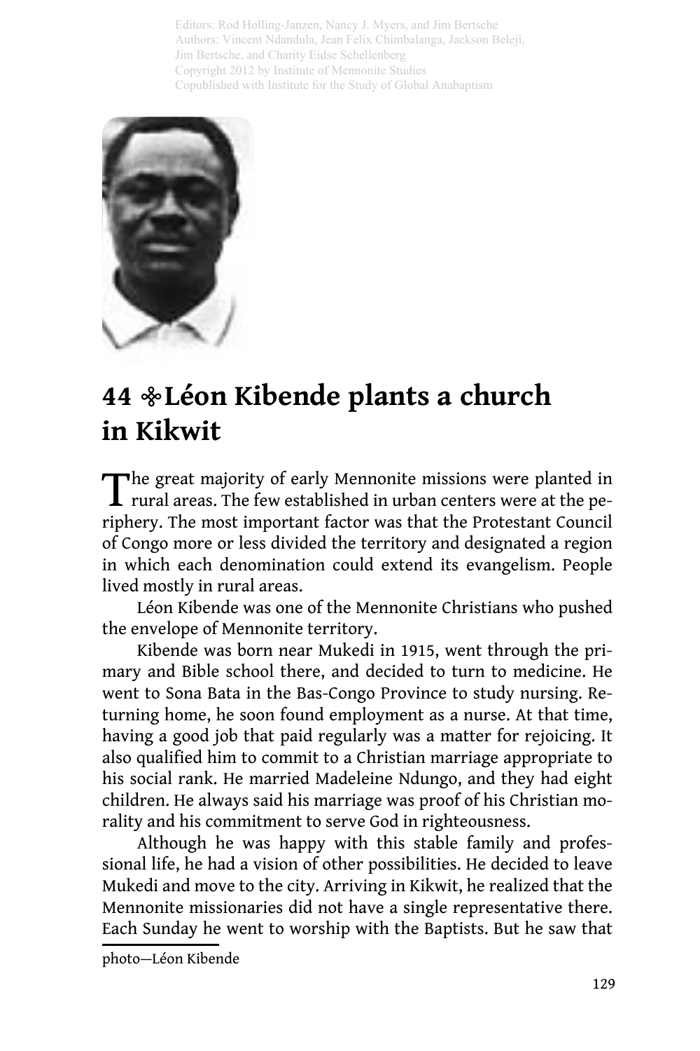Editors: Rod Holling-Janzen, Nancy J. Myers, and Jim Bertsche
Authors: Vincent Ndandula, Jean Felix Chimbalanga, Jackson Beleji, Jim Bertsche, and Charity Eidse Schellenberg
Copyright 2012 by Institute of Mennonite Studies
Copublished with Institute for the Study of Global Anabaptism

# 44 ❖ Léon Kibende plants a church in Kikwit

The great majority of early Mennonite missions were planted in rural areas. The few established in urban centers were at the periphery. The most important factor was that the Protestant Council of Congo more or less divided the territory and designated a region in which each denomination could extend its evangelism. People lived mostly in rural areas.

Léon Kibende was one of the Mennonite Christians who pushed the envelope of Mennonite territory.

Kibende was born near Mukedi in 1915, went through the primary and Bible school there, and decided to turn to medicine. He went to Sona Bata in the Bas-Congo Province to study nursing. Returning home, he soon found employment as a nurse. At that time, having a good job that paid regularly was a matter for rejoicing. It also qualified him to commit to a Christian marriage appropriate to his social rank. He married Madeleine Ndungo, and they had eight children. He always said his marriage was proof of his Christian morality and his commitment to serve God in righteousness.

Although he was happy with this stable family and professional life, he had a vision of other possibilities. He decided to leave Mukedi and move to the city. Arriving in Kikwit, he realized that the Mennonite missionaries did not have a single representative there. Each Sunday he went to worship with the Baptists. But he saw that

photo—Léon Kibende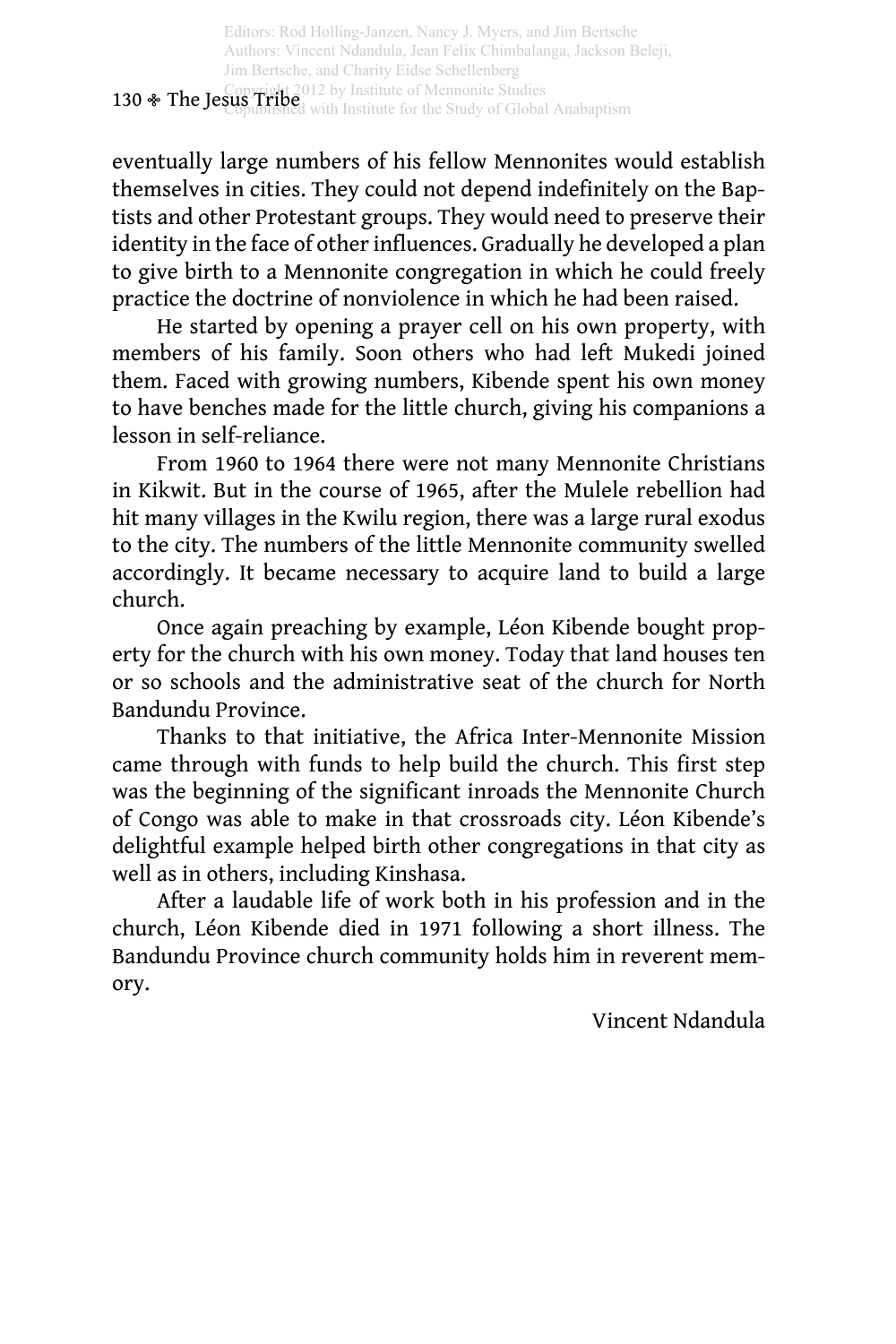eventually large numbers of his fellow Mennonites would establish themselves in cities. They could not depend indefinitely on the Baptists and other Protestant groups. They would need to preserve their identity in the face of other influences. Gradually he developed a plan to give birth to a Mennonite congregation in which he could freely practice the doctrine of nonviolence in which he had been raised.

He started by opening a prayer cell on his own property, with members of his family. Soon others who had left Mukedi joined them. Faced with growing numbers, Kibende spent his own money to have benches made for the little church, giving his companions a lesson in self-reliance.

From 1960 to 1964 there were not many Mennonite Christians in Kikwit. But in the course of 1965, after the Mulele rebellion had hit many villages in the Kwilu region, there was a large rural exodus to the city. The numbers of the little Mennonite community swelled accordingly. It became necessary to acquire land to build a large church.

Once again preaching by example, Léon Kibende bought property for the church with his own money. Today that land houses ten or so schools and the administrative seat of the church for North Bandundu Province.

Thanks to that initiative, the Africa Inter-Mennonite Mission came through with funds to help build the church. This first step was the beginning of the significant inroads the Mennonite Church of Congo was able to make in that crossroads city. Léon Kibende's delightful example helped birth other congregations in that city as well as in others, including Kinshasa.

After a laudable life of work both in his profession and in the church, Léon Kibende died in 1971 following a short illness. The Bandundu Province church community holds him in reverent memory.

Vincent Ndandula